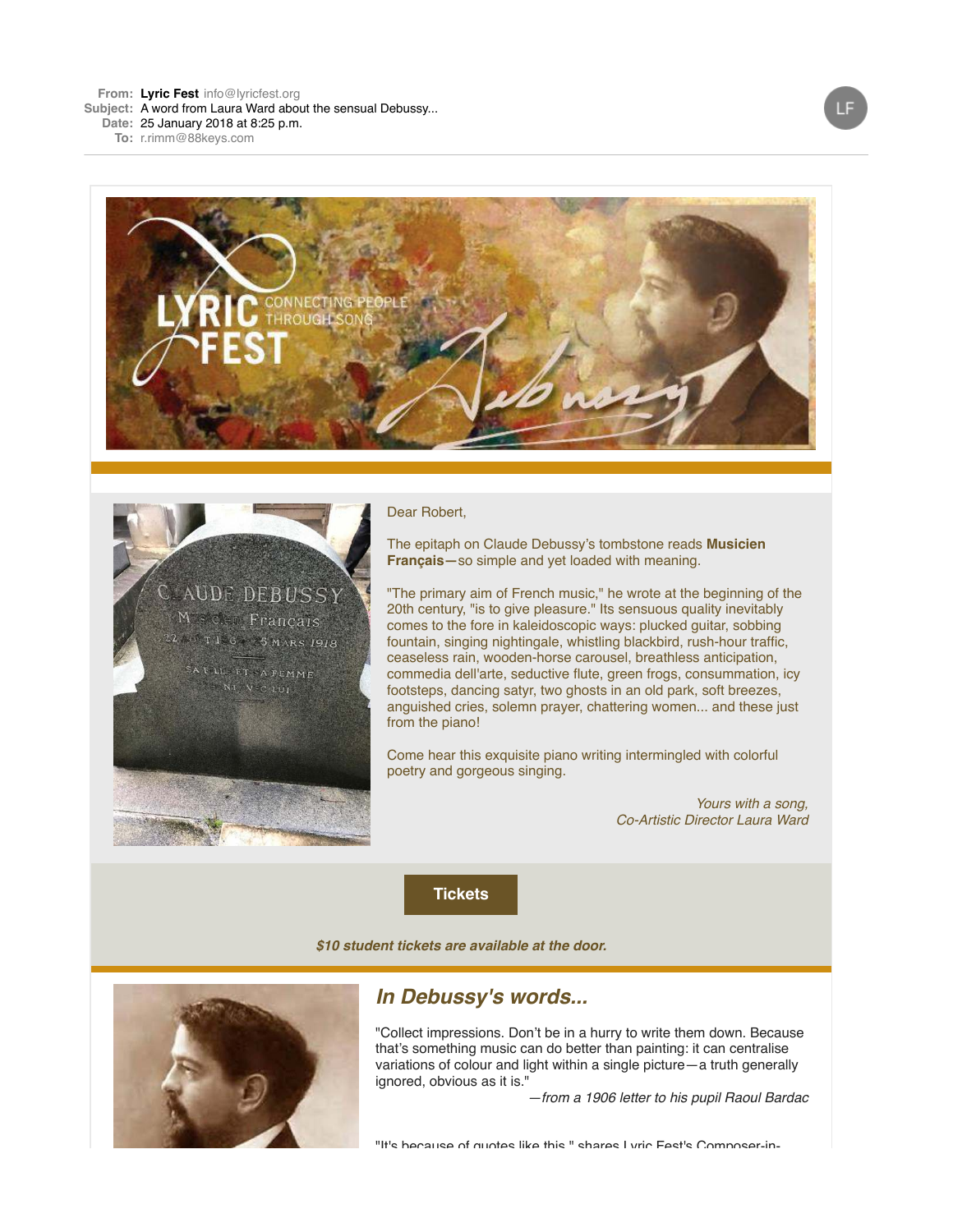**From:** **Lyric Fest** info@lyricfest.org
**Subject:** A word from Laura Ward about the sensual Debussy...
**Date:** 25 January 2018 at 8:25 p.m.
**To:** r.rimm@88keys.com

Dear Robert,

The epitaph on Claude Debussy's tombstone reads **Musicien Français—**so simple and yet loaded with meaning.

"The primary aim of French music," he wrote at the beginning of the 20th century, "is to give pleasure." Its sensuous quality inevitably comes to the fore in kaleidoscopic ways: plucked guitar, sobbing fountain, singing nightingale, whistling blackbird, rush-hour traffic, ceaseless rain, wooden-horse carousel, breathless anticipation, commedia dell'arte, seductive flute, green frogs, consummation, icy footsteps, dancing satyr, two ghosts in an old park, soft breezes, anguished cries, solemn prayer, chattering women... and these just from the piano!

Come hear this exquisite piano writing intermingled with colorful poetry and gorgeous singing.

*Yours with a song,*
*Co-Artistic Director Laura Ward*

**Tickets**

***$10 student tickets are available at the door.***

## *In Debussy's words...*

"Collect impressions. Don't be in a hurry to write them down. Because that's something music can do better than painting: it can centralise variations of colour and light within a single picture—a truth generally ignored, obvious as it is."

*—from a 1906 letter to his pupil Raoul Bardac*

"It's because of quotes like this," shares Lyric Fest's Composer-in-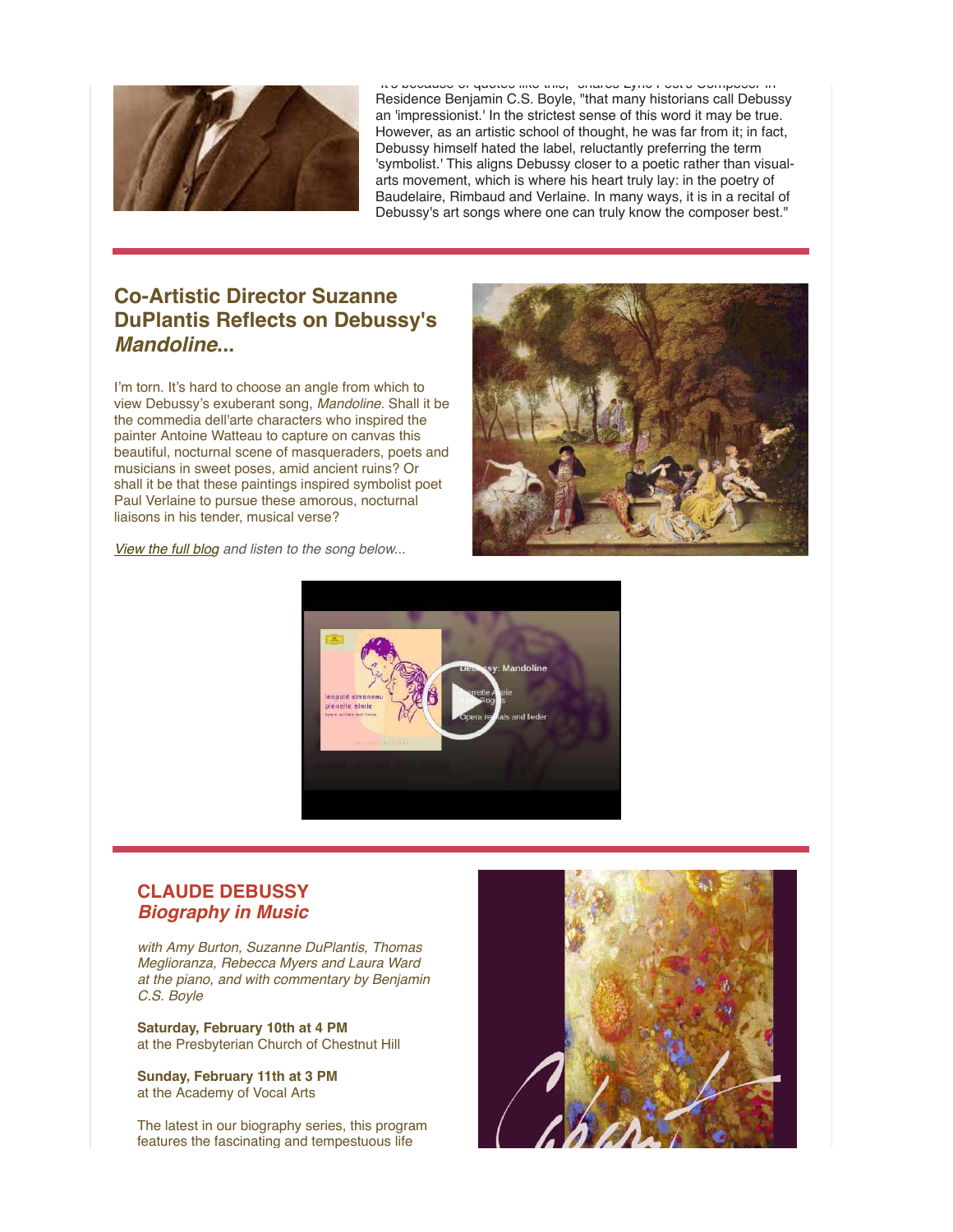"It's because of quotes like this," shares Lyric Fest's Composer in Residence Benjamin C.S. Boyle, "that many historians call Debussy an 'impressionist.' In the strictest sense of this word it may be true. However, as an artistic school of thought, he was far from it; in fact, Debussy himself hated the label, reluctantly preferring the term 'symbolist.' This aligns Debussy closer to a poetic rather than visual-arts movement, which is where his heart truly lay: in the poetry of Baudelaire, Rimbaud and Verlaine. In many ways, it is in a recital of Debussy's art songs where one can truly know the composer best."

## Co-Artistic Director Suzanne DuPlantis Reflects on Debussy's *Mandoline*...

I'm torn. It's hard to choose an angle from which to view Debussy's exuberant song, *Mandoline*. Shall it be the commedia dell'arte characters who inspired the painter Antoine Watteau to capture on canvas this beautiful, nocturnal scene of masqueraders, poets and musicians in sweet poses, amid ancient ruins? Or shall it be that these paintings inspired symbolist poet Paul Verlaine to pursue these amorous, nocturnal liaisons in his tender, musical verse?

*View the full blog and listen to the song below...*

## CLAUDE DEBUSSY
## *Biography in Music*

*with Amy Burton, Suzanne DuPlantis, Thomas Meglioranza, Rebecca Myers and Laura Ward at the piano, and with commentary by Benjamin C.S. Boyle*

**Saturday, February 10th at 4 PM**
at the Presbyterian Church of Chestnut Hill

**Sunday, February 11th at 3 PM**
at the Academy of Vocal Arts

The latest in our biography series, this program features the fascinating and tempestuous life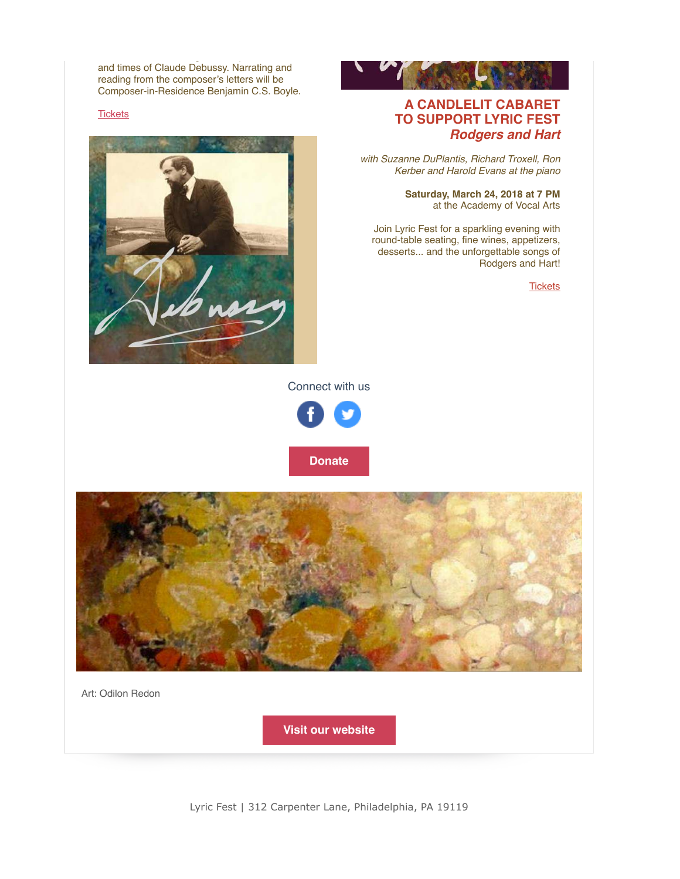and times of Claude Debussy. Narrating and reading from the composer's letters will be Composer-in-Residence Benjamin C.S. Boyle.

Tickets

## A CANDLELIT CABARET TO SUPPORT LYRIC FEST

### *Rodgers and Hart*

*with Suzanne DuPlantis, Richard Troxell, Ron Kerber and Harold Evans at the piano*

**Saturday, March 24, 2018 at 7 PM**
at the Academy of Vocal Arts

Join Lyric Fest for a sparkling evening with round-table seating, fine wines, appetizers, desserts... and the unforgettable songs of Rodgers and Hart!

Tickets

Connect with us

**Donate**

Art: Odilon Redon

**Visit our website**

Lyric Fest | 312 Carpenter Lane, Philadelphia, PA 19119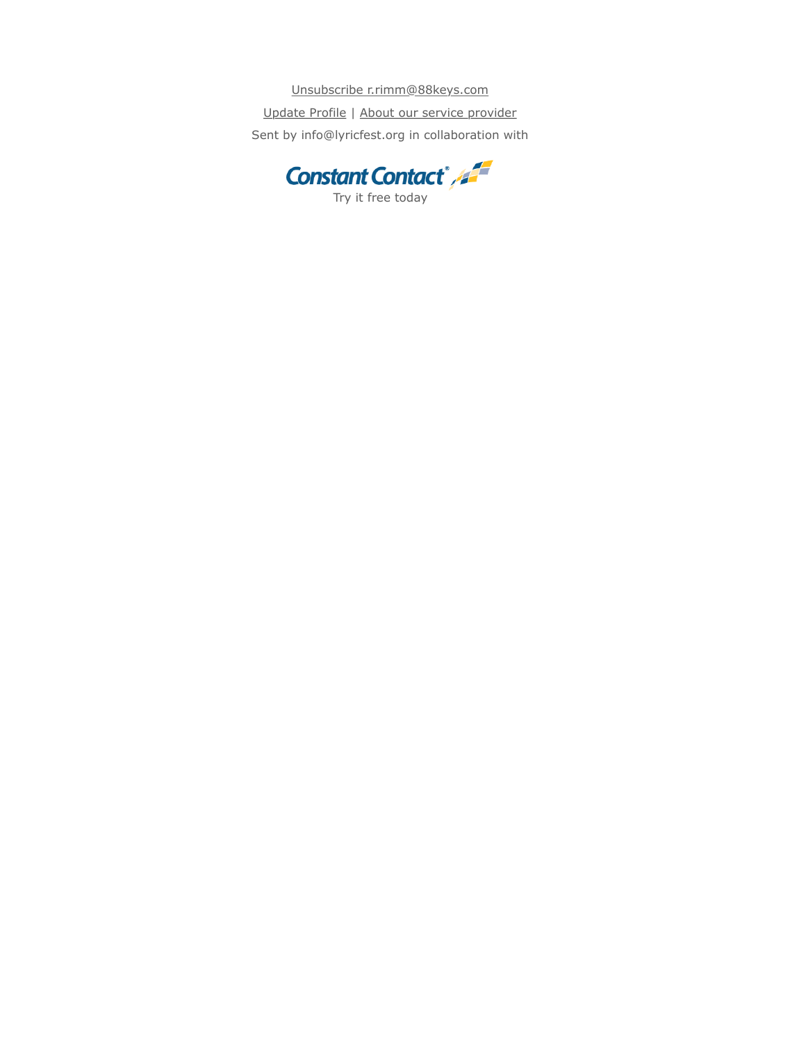Unsubscribe r.rimm@88keys.com

Update Profile | About our service provider

Sent by info@lyricfest.org in collaboration with

Constant Contact

Try it free today